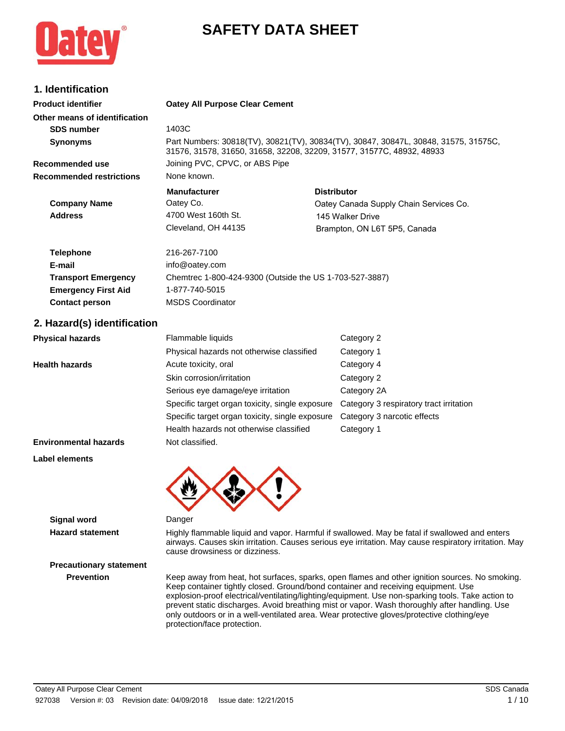# SAFETY DATA SHEET

## 1. Identification

| | |
|---|---|
| **Product identifier** | **Oatey All Purpose Clear Cement** |
| **Other means of identification** | |
| **SDS number** | 1403C |
| **Synonyms** | Part Numbers: 30818(TV), 30821(TV), 30834(TV), 30847, 30847L, 30848, 31575, 31575C, 31576, 31578, 31650, 31658, 32208, 32209, 31577, 31577C, 48932, 48933 |
| **Recommended use** | Joining PVC, CPVC, or ABS Pipe |
| **Recommended restrictions** | None known. |

| | **Manufacturer** | **Distributor** |
|---|---|---|
| **Company Name** | Oatey Co. | Oatey Canada Supply Chain Services Co. |
| **Address** | 4700 West 160th St. | 145 Walker Drive |
| | Cleveland, OH 44135 | Brampton, ON L6T 5P5, Canada |

| | |
|---|---|
| **Telephone** | 216-267-7100 |
| **E-mail** | info@oatey.com |
| **Transport Emergency** | Chemtrec 1-800-424-9300 (Outside the US 1-703-527-3887) |
| **Emergency First Aid** | 1-877-740-5015 |
| **Contact person** | MSDS Coordinator |

## 2. Hazard(s) identification

| | | |
|---|---|---|
| **Physical hazards** | Flammable liquids | Category 2 |
| | Physical hazards not otherwise classified | Category 1 |
| **Health hazards** | Acute toxicity, oral | Category 4 |
| | Skin corrosion/irritation | Category 2 |
| | Serious eye damage/eye irritation | Category 2A |
| | Specific target organ toxicity, single exposure | Category 3 respiratory tract irritation |
| | Specific target organ toxicity, single exposure | Category 3 narcotic effects |
| | Health hazards not otherwise classified | Category 1 |
| **Environmental hazards** | Not classified. | |

**Label elements**

**Signal word** Danger

**Hazard statement** Highly flammable liquid and vapor. Harmful if swallowed. May be fatal if swallowed and enters airways. Causes skin irritation. Causes serious eye irritation. May cause respiratory irritation. May cause drowsiness or dizziness.

**Precautionary statement**

**Prevention** Keep away from heat, hot surfaces, sparks, open flames and other ignition sources. No smoking. Keep container tightly closed. Ground/bond container and receiving equipment. Use explosion-proof electrical/ventilating/lighting/equipment. Use non-sparking tools. Take action to prevent static discharges. Avoid breathing mist or vapor. Wash thoroughly after handling. Use only outdoors or in a well-ventilated area. Wear protective gloves/protective clothing/eye protection/face protection.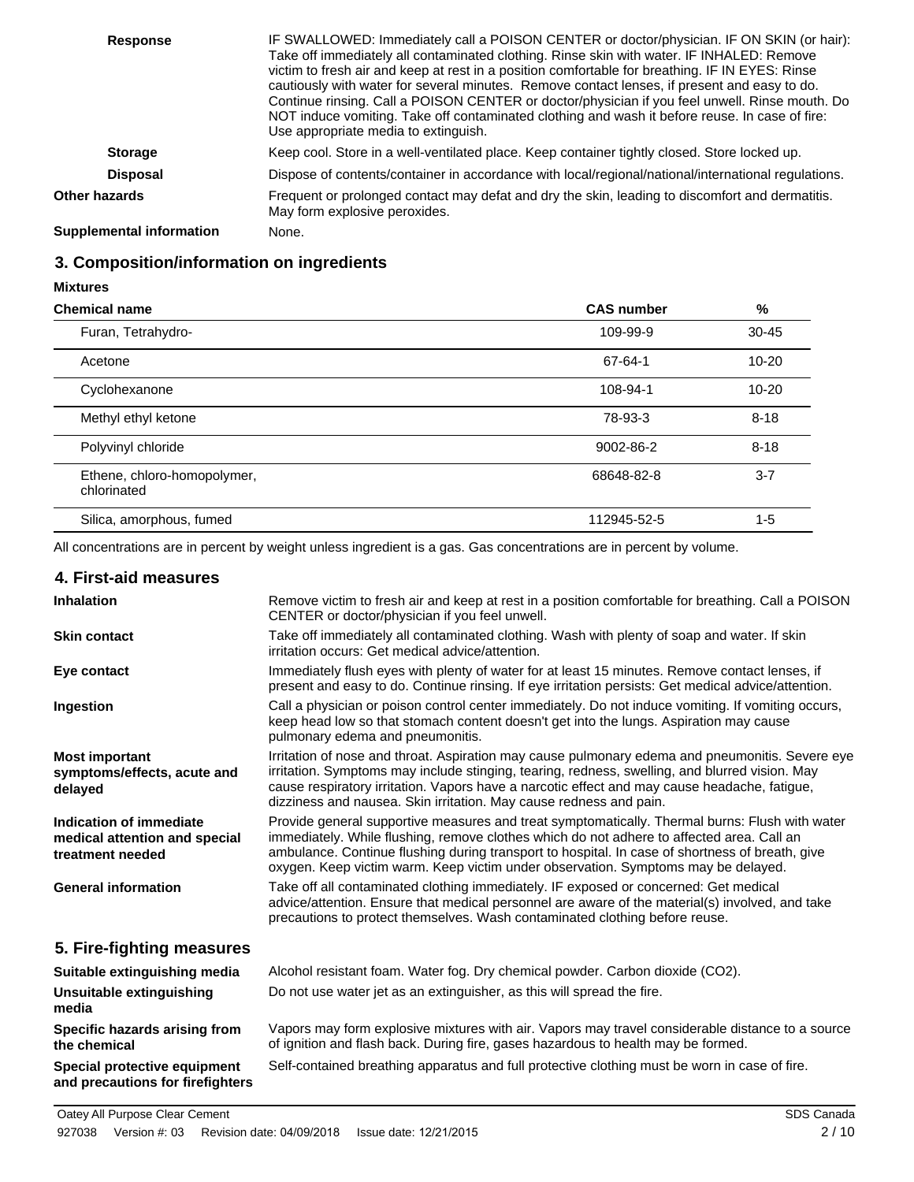| | |
|---|---|
| **Response** | IF SWALLOWED: Immediately call a POISON CENTER or doctor/physician. IF ON SKIN (or hair): Take off immediately all contaminated clothing. Rinse skin with water. IF INHALED: Remove victim to fresh air and keep at rest in a position comfortable for breathing. IF IN EYES: Rinse cautiously with water for several minutes. Remove contact lenses, if present and easy to do. Continue rinsing. Call a POISON CENTER or doctor/physician if you feel unwell. Rinse mouth. Do NOT induce vomiting. Take off contaminated clothing and wash it before reuse. In case of fire: Use appropriate media to extinguish. |
| **Storage** | Keep cool. Store in a well-ventilated place. Keep container tightly closed. Store locked up. |
| **Disposal** | Dispose of contents/container in accordance with local/regional/national/international regulations. |
| **Other hazards** | Frequent or prolonged contact may defat and dry the skin, leading to discomfort and dermatitis. May form explosive peroxides. |
| **Supplemental information** | None. |

## 3. Composition/information on ingredients

**Mixtures**

| Chemical name | CAS number | % |
|---|---|---|
| Furan, Tetrahydro- | 109-99-9 | 30-45 |
| Acetone | 67-64-1 | 10-20 |
| Cyclohexanone | 108-94-1 | 10-20 |
| Methyl ethyl ketone | 78-93-3 | 8-18 |
| Polyvinyl chloride | 9002-86-2 | 8-18 |
| Ethene, chloro-homopolymer, chlorinated | 68648-82-8 | 3-7 |
| Silica, amorphous, fumed | 112945-52-5 | 1-5 |

All concentrations are in percent by weight unless ingredient is a gas. Gas concentrations are in percent by volume.

## 4. First-aid measures

| | |
|---|---|
| **Inhalation** | Remove victim to fresh air and keep at rest in a position comfortable for breathing. Call a POISON CENTER or doctor/physician if you feel unwell. |
| **Skin contact** | Take off immediately all contaminated clothing. Wash with plenty of soap and water. If skin irritation occurs: Get medical advice/attention. |
| **Eye contact** | Immediately flush eyes with plenty of water for at least 15 minutes. Remove contact lenses, if present and easy to do. Continue rinsing. If eye irritation persists: Get medical advice/attention. |
| **Ingestion** | Call a physician or poison control center immediately. Do not induce vomiting. If vomiting occurs, keep head low so that stomach content doesn't get into the lungs. Aspiration may cause pulmonary edema and pneumonitis. |
| **Most important symptoms/effects, acute and delayed** | Irritation of nose and throat. Aspiration may cause pulmonary edema and pneumonitis. Severe eye irritation. Symptoms may include stinging, tearing, redness, swelling, and blurred vision. May cause respiratory irritation. Vapors have a narcotic effect and may cause headache, fatigue, dizziness and nausea. Skin irritation. May cause redness and pain. |
| **Indication of immediate medical attention and special treatment needed** | Provide general supportive measures and treat symptomatically. Thermal burns: Flush with water immediately. While flushing, remove clothes which do not adhere to affected area. Call an ambulance. Continue flushing during transport to hospital. In case of shortness of breath, give oxygen. Keep victim warm. Keep victim under observation. Symptoms may be delayed. |
| **General information** | Take off all contaminated clothing immediately. IF exposed or concerned: Get medical advice/attention. Ensure that medical personnel are aware of the material(s) involved, and take precautions to protect themselves. Wash contaminated clothing before reuse. |

## 5. Fire-fighting measures

| | |
|---|---|
| **Suitable extinguishing media** | Alcohol resistant foam. Water fog. Dry chemical powder. Carbon dioxide ($CO_2$). |
| **Unsuitable extinguishing media** | Do not use water jet as an extinguisher, as this will spread the fire. |
| **Specific hazards arising from the chemical** | Vapors may form explosive mixtures with air. Vapors may travel considerable distance to a source of ignition and flash back. During fire, gases hazardous to health may be formed. |
| **Special protective equipment and precautions for firefighters** | Self-contained breathing apparatus and full protective clothing must be worn in case of fire. |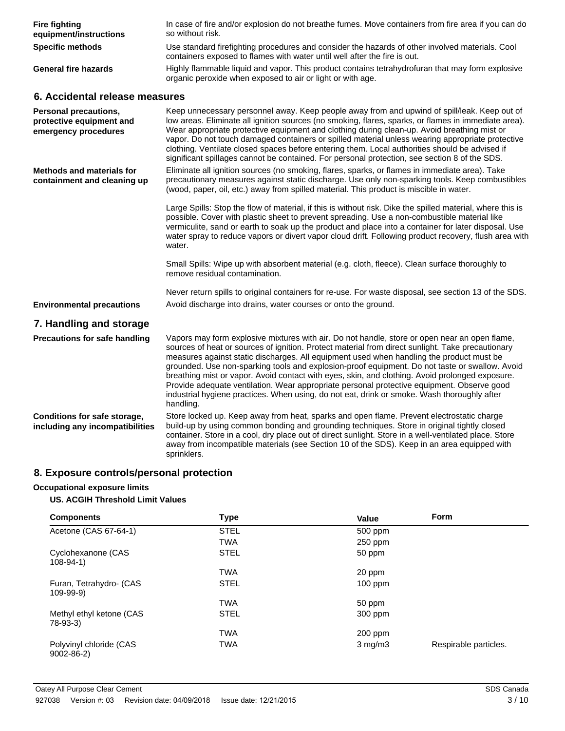**Fire fighting equipment/instructions**
In case of fire and/or explosion do not breathe fumes. Move containers from fire area if you can do so without risk.

**Specific methods**
Use standard firefighting procedures and consider the hazards of other involved materials. Cool containers exposed to flames with water until well after the fire is out.

**General fire hazards**
Highly flammable liquid and vapor. This product contains tetrahydrofuran that may form explosive organic peroxide when exposed to air or light or with age.

## 6. Accidental release measures

**Personal precautions, protective equipment and emergency procedures**
Keep unnecessary personnel away. Keep people away from and upwind of spill/leak. Keep out of low areas. Eliminate all ignition sources (no smoking, flares, sparks, or flames in immediate area). Wear appropriate protective equipment and clothing during clean-up. Avoid breathing mist or vapor. Do not touch damaged containers or spilled material unless wearing appropriate protective clothing. Ventilate closed spaces before entering them. Local authorities should be advised if significant spillages cannot be contained. For personal protection, see section 8 of the SDS.

**Methods and materials for containment and cleaning up**
Eliminate all ignition sources (no smoking, flares, sparks, or flames in immediate area). Take precautionary measures against static discharge. Use only non-sparking tools. Keep combustibles (wood, paper, oil, etc.) away from spilled material. This product is miscible in water.

Large Spills: Stop the flow of material, if this is without risk. Dike the spilled material, where this is possible. Cover with plastic sheet to prevent spreading. Use a non-combustible material like vermiculite, sand or earth to soak up the product and place into a container for later disposal. Use water spray to reduce vapors or divert vapor cloud drift. Following product recovery, flush area with water.

Small Spills: Wipe up with absorbent material (e.g. cloth, fleece). Clean surface thoroughly to remove residual contamination.

Never return spills to original containers for re-use. For waste disposal, see section 13 of the SDS.

**Environmental precautions**
Avoid discharge into drains, water courses or onto the ground.

## 7. Handling and storage

**Precautions for safe handling**
Vapors may form explosive mixtures with air. Do not handle, store or open near an open flame, sources of heat or sources of ignition. Protect material from direct sunlight. Take precautionary measures against static discharges. All equipment used when handling the product must be grounded. Use non-sparking tools and explosion-proof equipment. Do not taste or swallow. Avoid breathing mist or vapor. Avoid contact with eyes, skin, and clothing. Avoid prolonged exposure. Provide adequate ventilation. Wear appropriate personal protective equipment. Observe good industrial hygiene practices. When using, do not eat, drink or smoke. Wash thoroughly after handling.

**Conditions for safe storage, including any incompatibilities**
Store locked up. Keep away from heat, sparks and open flame. Prevent electrostatic charge build-up by using common bonding and grounding techniques. Store in original tightly closed container. Store in a cool, dry place out of direct sunlight. Store in a well-ventilated place. Store away from incompatible materials (see Section 10 of the SDS). Keep in an area equipped with sprinklers.

## 8. Exposure controls/personal protection

**Occupational exposure limits**

**US. ACGIH Threshold Limit Values**

| Components | Type | Value | Form |
|---|---|---|---|
| Acetone (CAS 67-64-1) | STEL | 500 ppm | |
| | TWA | 250 ppm | |
| Cyclohexanone (CAS 108-94-1) | STEL | 50 ppm | |
| | TWA | 20 ppm | |
| Furan, Tetrahydro- (CAS 109-99-9) | STEL | 100 ppm | |
| | TWA | 50 ppm | |
| Methyl ethyl ketone (CAS 78-93-3) | STEL | 300 ppm | |
| | TWA | 200 ppm | |
| Polyvinyl chloride (CAS 9002-86-2) | TWA | 3 mg/m3 | Respirable particles. |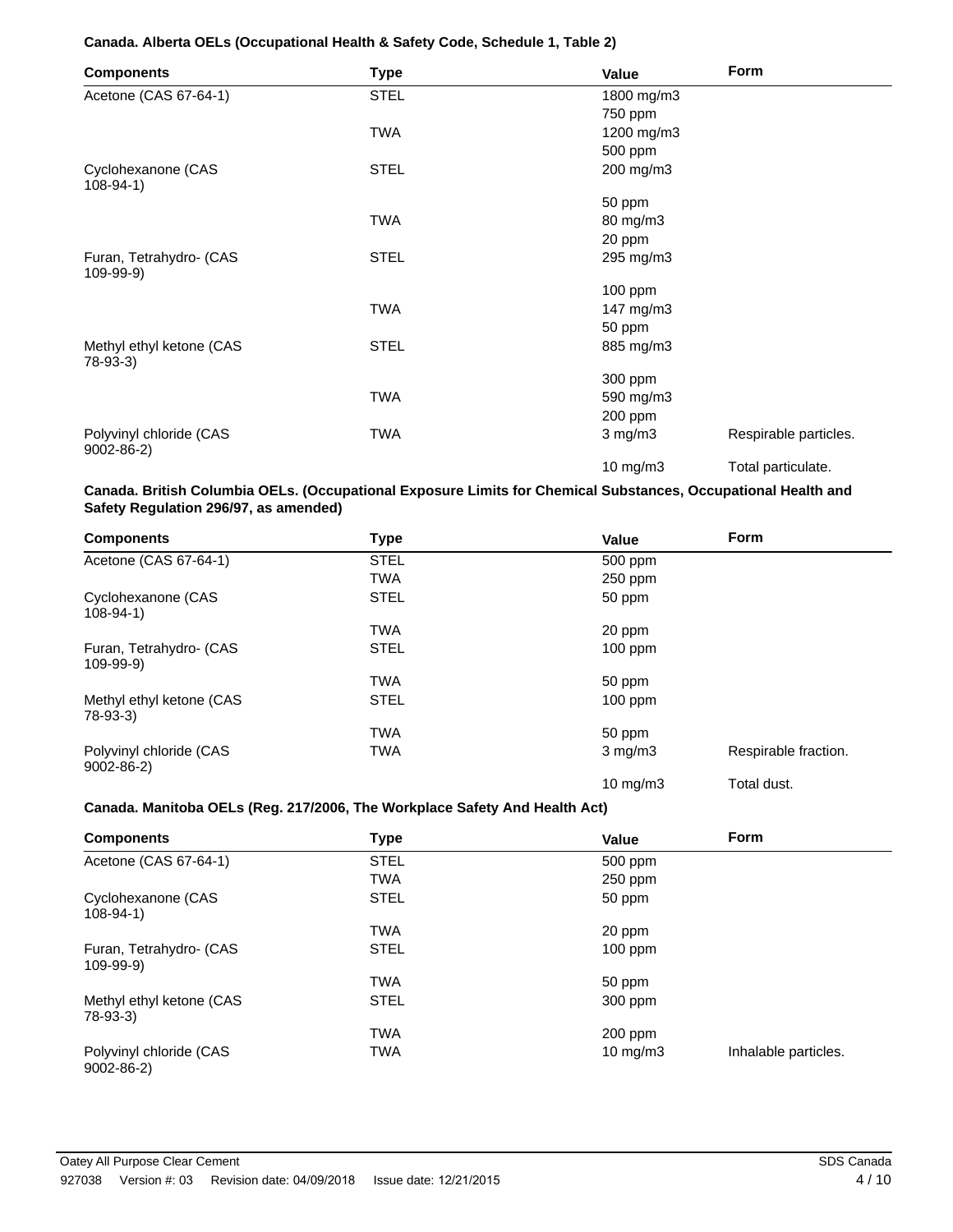**Canada. Alberta OELs (Occupational Health & Safety Code, Schedule 1, Table 2)**

| Components | Type | Value | Form |
|---|---|---|---|
| Acetone (CAS 67-64-1) | STEL | 1800 mg/m3 | |
| | | 750 ppm | |
| | TWA | 1200 mg/m3 | |
| | | 500 ppm | |
| Cyclohexanone (CAS 108-94-1) | STEL | 200 mg/m3 | |
| | | 50 ppm | |
| | TWA | 80 mg/m3 | |
| | | 20 ppm | |
| Furan, Tetrahydro- (CAS 109-99-9) | STEL | 295 mg/m3 | |
| | | 100 ppm | |
| | TWA | 147 mg/m3 | |
| | | 50 ppm | |
| Methyl ethyl ketone (CAS 78-93-3) | STEL | 885 mg/m3 | |
| | | 300 ppm | |
| | TWA | 590 mg/m3 | |
| | | 200 ppm | |
| Polyvinyl chloride (CAS 9002-86-2) | TWA | 3 mg/m3 | Respirable particles. |
| | | 10 mg/m3 | Total particulate. |

**Canada. British Columbia OELs. (Occupational Exposure Limits for Chemical Substances, Occupational Health and Safety Regulation 296/97, as amended)**

| Components | Type | Value | Form |
|---|---|---|---|
| Acetone (CAS 67-64-1) | STEL | 500 ppm | |
| | TWA | 250 ppm | |
| Cyclohexanone (CAS 108-94-1) | STEL | 50 ppm | |
| | TWA | 20 ppm | |
| Furan, Tetrahydro- (CAS 109-99-9) | STEL | 100 ppm | |
| | TWA | 50 ppm | |
| Methyl ethyl ketone (CAS 78-93-3) | STEL | 100 ppm | |
| | TWA | 50 ppm | |
| Polyvinyl chloride (CAS 9002-86-2) | TWA | 3 mg/m3 | Respirable fraction. |
| | | 10 mg/m3 | Total dust. |

**Canada. Manitoba OELs (Reg. 217/2006, The Workplace Safety And Health Act)**

| Components | Type | Value | Form |
|---|---|---|---|
| Acetone (CAS 67-64-1) | STEL | 500 ppm | |
| | TWA | 250 ppm | |
| Cyclohexanone (CAS 108-94-1) | STEL | 50 ppm | |
| | TWA | 20 ppm | |
| Furan, Tetrahydro- (CAS 109-99-9) | STEL | 100 ppm | |
| | TWA | 50 ppm | |
| Methyl ethyl ketone (CAS 78-93-3) | STEL | 300 ppm | |
| | TWA | 200 ppm | |
| Polyvinyl chloride (CAS 9002-86-2) | TWA | 10 mg/m3 | Inhalable particles. |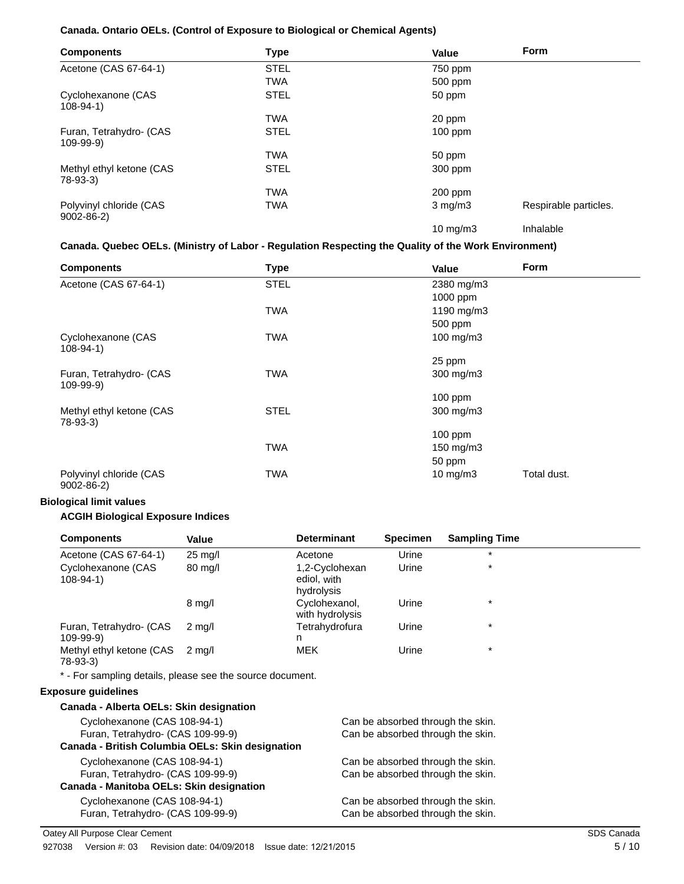### Canada. Ontario OELs. (Control of Exposure to Biological or Chemical Agents)

| Components | Type | Value | Form |
|---|---|---|---|
| Acetone (CAS 67-64-1) | STEL | 750 ppm | |
| | TWA | 500 ppm | |
| Cyclohexanone (CAS 108-94-1) | STEL | 50 ppm | |
| | TWA | 20 ppm | |
| Furan, Tetrahydro- (CAS 109-99-9) | STEL | 100 ppm | |
| | TWA | 50 ppm | |
| Methyl ethyl ketone (CAS 78-93-3) | STEL | 300 ppm | |
| | TWA | 200 ppm | |
| Polyvinyl chloride (CAS 9002-86-2) | TWA | 3 mg/m3 | Respirable particles. |
| | | 10 mg/m3 | Inhalable |

### Canada. Quebec OELs. (Ministry of Labor - Regulation Respecting the Quality of the Work Environment)

| Components | Type | Value | Form |
|---|---|---|---|
| Acetone (CAS 67-64-1) | STEL | 2380 mg/m3 | |
| | | 1000 ppm | |
| | TWA | 1190 mg/m3 | |
| | | 500 ppm | |
| Cyclohexanone (CAS 108-94-1) | TWA | 100 mg/m3 | |
| | | 25 ppm | |
| Furan, Tetrahydro- (CAS 109-99-9) | TWA | 300 mg/m3 | |
| | | 100 ppm | |
| Methyl ethyl ketone (CAS 78-93-3) | STEL | 300 mg/m3 | |
| | | 100 ppm | |
| | TWA | 150 mg/m3 | |
| | | 50 ppm | |
| Polyvinyl chloride (CAS 9002-86-2) | TWA | 10 mg/m3 | Total dust. |

## Biological limit values

### ACGIH Biological Exposure Indices

| Components | Value | Determinant | Specimen | Sampling Time |
|---|---|---|---|---|
| Acetone (CAS 67-64-1) | 25 mg/l | Acetone | Urine | * |
| Cyclohexanone (CAS 108-94-1) | 80 mg/l | 1,2-Cyclohexanediol, with hydrolysis | Urine | * |
| | 8 mg/l | Cyclohexanol, with hydrolysis | Urine | * |
| Furan, Tetrahydro- (CAS 109-99-9) | 2 mg/l | Tetrahydrofuran | Urine | * |
| Methyl ethyl ketone (CAS 78-93-3) | 2 mg/l | MEK | Urine | * |

* - For sampling details, please see the source document.

## Exposure guidelines

### Canada - Alberta OELs: Skin designation

| | |
|---|---|
| Cyclohexanone (CAS 108-94-1) | Can be absorbed through the skin. |
| Furan, Tetrahydro- (CAS 109-99-9) | Can be absorbed through the skin. |

### Canada - British Columbia OELs: Skin designation

| | |
|---|---|
| Cyclohexanone (CAS 108-94-1) | Can be absorbed through the skin. |
| Furan, Tetrahydro- (CAS 109-99-9) | Can be absorbed through the skin. |

### Canada - Manitoba OELs: Skin designation

| | |
|---|---|
| Cyclohexanone (CAS 108-94-1) | Can be absorbed through the skin. |
| Furan, Tetrahydro- (CAS 109-99-9) | Can be absorbed through the skin. |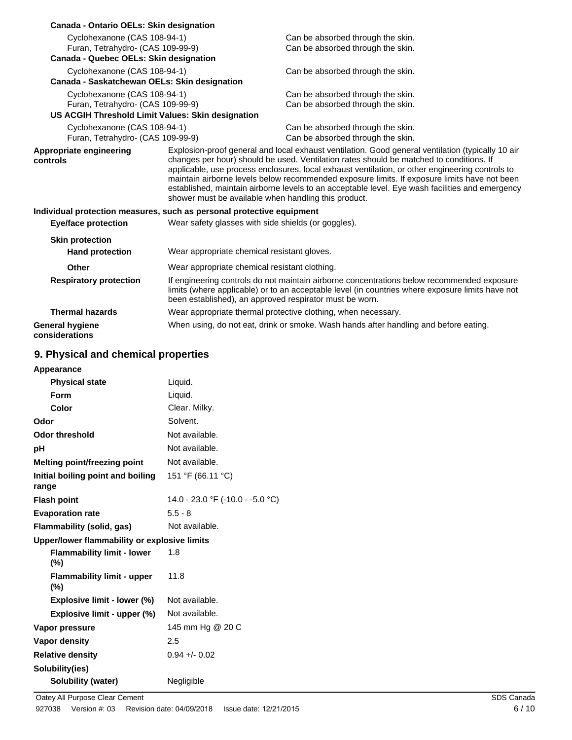**Canada - Ontario OELs: Skin designation**

| | |
|---|---|
| Cyclohexanone (CAS 108-94-1) | Can be absorbed through the skin. |
| Furan, Tetrahydro- (CAS 109-99-9) | Can be absorbed through the skin. |

**Canada - Quebec OELs: Skin designation**

| | |
|---|---|
| Cyclohexanone (CAS 108-94-1) | Can be absorbed through the skin. |

**Canada - Saskatchewan OELs: Skin designation**

| | |
|---|---|
| Cyclohexanone (CAS 108-94-1) | Can be absorbed through the skin. |
| Furan, Tetrahydro- (CAS 109-99-9) | Can be absorbed through the skin. |

**US ACGIH Threshold Limit Values: Skin designation**

| | |
|---|---|
| Cyclohexanone (CAS 108-94-1) | Can be absorbed through the skin. |
| Furan, Tetrahydro- (CAS 109-99-9) | Can be absorbed through the skin. |

**Appropriate engineering controls**
Explosion-proof general and local exhaust ventilation. Good general ventilation (typically 10 air changes per hour) should be used. Ventilation rates should be matched to conditions. If applicable, use process enclosures, local exhaust ventilation, or other engineering controls to maintain airborne levels below recommended exposure limits. If exposure limits have not been established, maintain airborne levels to an acceptable level. Eye wash facilities and emergency shower must be available when handling this product.

**Individual protection measures, such as personal protective equipment**

**Eye/face protection**
Wear safety glasses with side shields (or goggles).

**Skin protection**

**Hand protection**
Wear appropriate chemical resistant gloves.

**Other**
Wear appropriate chemical resistant clothing.

**Respiratory protection**
If engineering controls do not maintain airborne concentrations below recommended exposure limits (where applicable) or to an acceptable level (in countries where exposure limits have not been established), an approved respirator must be worn.

**Thermal hazards**
Wear appropriate thermal protective clothing, when necessary.

**General hygiene considerations**
When using, do not eat, drink or smoke. Wash hands after handling and before eating.

## 9. Physical and chemical properties

| | |
|---|---|
| **Appearance** | |
| **Physical state** | Liquid. |
| **Form** | Liquid. |
| **Color** | Clear. Milky. |
| **Odor** | Solvent. |
| **Odor threshold** | Not available. |
| **pH** | Not available. |
| **Melting point/freezing point** | Not available. |
| **Initial boiling point and boiling range** | 151 °F (66.11 °C) |
| **Flash point** | 14.0 - 23.0 °F (-10.0 - -5.0 °C) |
| **Evaporation rate** | 5.5 - 8 |
| **Flammability (solid, gas)** | Not available. |
| **Upper/lower flammability or explosive limits** | |
| **Flammability limit - lower (%)** | 1.8 |
| **Flammability limit - upper (%)** | 11.8 |
| **Explosive limit - lower (%)** | Not available. |
| **Explosive limit - upper (%)** | Not available. |
| **Vapor pressure** | 145 mm Hg @ 20 C |
| **Vapor density** | 2.5 |
| **Relative density** | 0.94 +/- 0.02 |
| **Solubility(ies)** | |
| **Solubility (water)** | Negligible |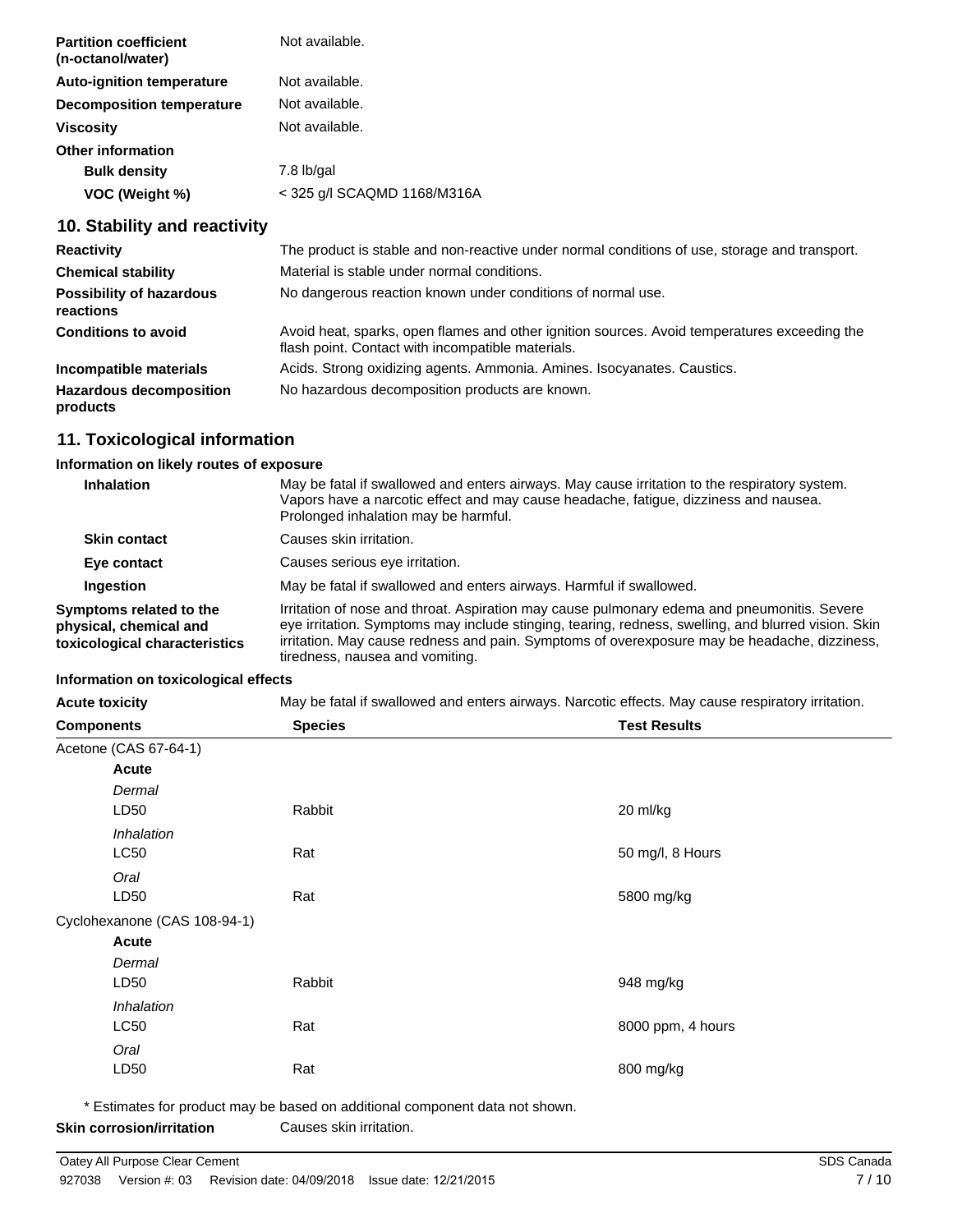| | |
|---|---|
| **Partition coefficient (n-octanol/water)** | Not available. |
| **Auto-ignition temperature** | Not available. |
| **Decomposition temperature** | Not available. |
| **Viscosity** | Not available. |
| **Other information** | |
| **Bulk density** | 7.8 lb/gal |
| **VOC (Weight %)** | < 325 g/l SCAQMD 1168/M316A |

## 10. Stability and reactivity

| | |
|---|---|
| **Reactivity** | The product is stable and non-reactive under normal conditions of use, storage and transport. |
| **Chemical stability** | Material is stable under normal conditions. |
| **Possibility of hazardous reactions** | No dangerous reaction known under conditions of normal use. |
| **Conditions to avoid** | Avoid heat, sparks, open flames and other ignition sources. Avoid temperatures exceeding the flash point. Contact with incompatible materials. |
| **Incompatible materials** | Acids. Strong oxidizing agents. Ammonia. Amines. Isocyanates. Caustics. |
| **Hazardous decomposition products** | No hazardous decomposition products are known. |

## 11. Toxicological information

**Information on likely routes of exposure**

| | |
|---|---|
| **Inhalation** | May be fatal if swallowed and enters airways. May cause irritation to the respiratory system. Vapors have a narcotic effect and may cause headache, fatigue, dizziness and nausea. Prolonged inhalation may be harmful. |
| **Skin contact** | Causes skin irritation. |
| **Eye contact** | Causes serious eye irritation. |
| **Ingestion** | May be fatal if swallowed and enters airways. Harmful if swallowed. |
| **Symptoms related to the physical, chemical and toxicological characteristics** | Irritation of nose and throat. Aspiration may cause pulmonary edema and pneumonitis. Severe eye irritation. Symptoms may include stinging, tearing, redness, swelling, and blurred vision. Skin irritation. May cause redness and pain. Symptoms of overexposure may be headache, dizziness, tiredness, nausea and vomiting. |

**Information on toxicological effects**

**Acute toxicity** May be fatal if swallowed and enters airways. Narcotic effects. May cause respiratory irritation.

| Components | Species | Test Results |
|---|---|---|
| Acetone (CAS 67-64-1) | | |
| **Acute** | | |
| *Dermal* | | |
| LD50 | Rabbit | 20 ml/kg |
| *Inhalation* | | |
| LC50 | Rat | 50 mg/l, 8 Hours |
| *Oral* | | |
| LD50 | Rat | 5800 mg/kg |
| Cyclohexanone (CAS 108-94-1) | | |
| **Acute** | | |
| *Dermal* | | |
| LD50 | Rabbit | 948 mg/kg |
| *Inhalation* | | |
| LC50 | Rat | 8000 ppm, 4 hours |
| *Oral* | | |
| LD50 | Rat | 800 mg/kg |

* Estimates for product may be based on additional component data not shown.

**Skin corrosion/irritation** Causes skin irritation.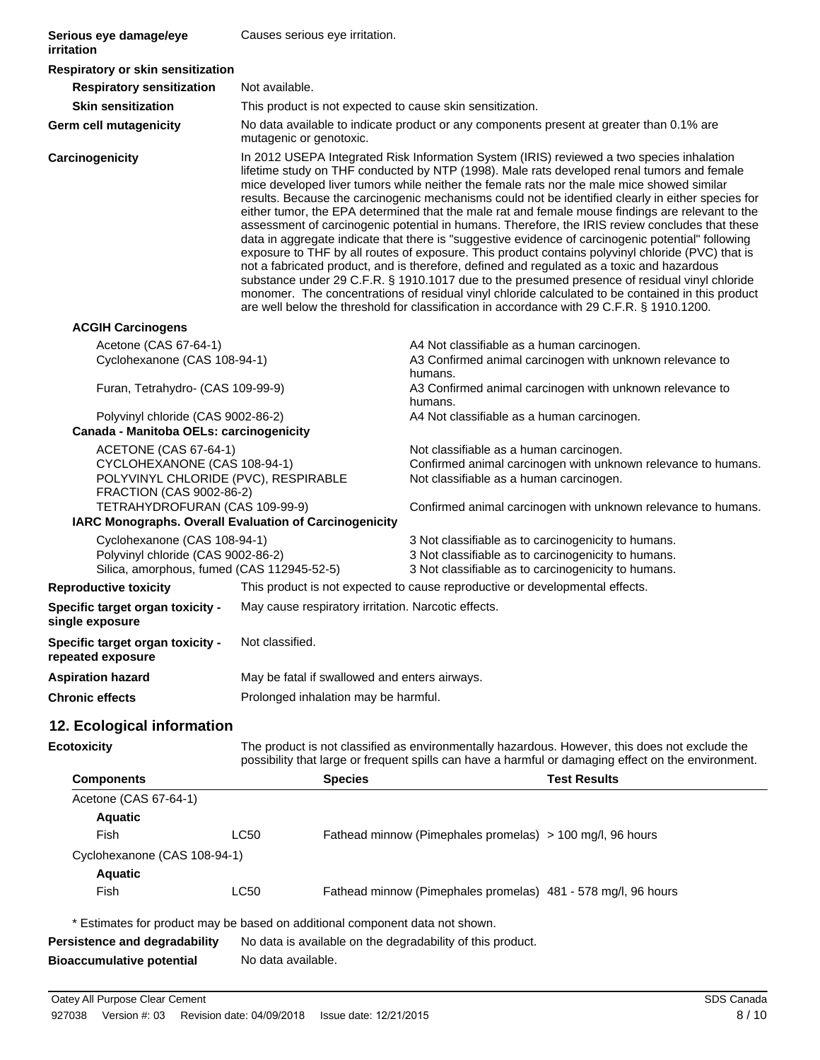**Serious eye damage/eye irritation** Causes serious eye irritation.

**Respiratory or skin sensitization**

**Respiratory sensitization** Not available.

**Skin sensitization** This product is not expected to cause skin sensitization.

**Germ cell mutagenicity** No data available to indicate product or any components present at greater than 0.1% are mutagenic or genotoxic.

**Carcinogenicity** In 2012 USEPA Integrated Risk Information System (IRIS) reviewed a two species inhalation lifetime study on THF conducted by NTP (1998). Male rats developed renal tumors and female mice developed liver tumors while neither the female rats nor the male mice showed similar results. Because the carcinogenic mechanisms could not be identified clearly in either species for either tumor, the EPA determined that the male rat and female mouse findings are relevant to the assessment of carcinogenic potential in humans. Therefore, the IRIS review concludes that these data in aggregate indicate that there is "suggestive evidence of carcinogenic potential" following exposure to THF by all routes of exposure. This product contains polyvinyl chloride (PVC) that is not a fabricated product, and is therefore, defined and regulated as a toxic and hazardous substance under 29 C.F.R. § 1910.1017 due to the presumed presence of residual vinyl chloride monomer. The concentrations of residual vinyl chloride calculated to be contained in this product are well below the threshold for classification in accordance with 29 C.F.R. § 1910.1200.

**ACGIH Carcinogens**

| | |
|---|---|
| Acetone (CAS 67-64-1) | A4 Not classifiable as a human carcinogen. |
| Cyclohexanone (CAS 108-94-1) | A3 Confirmed animal carcinogen with unknown relevance to humans. |
| Furan, Tetrahydro- (CAS 109-99-9) | A3 Confirmed animal carcinogen with unknown relevance to humans. |
| Polyvinyl chloride (CAS 9002-86-2) | A4 Not classifiable as a human carcinogen. |

**Canada - Manitoba OELs: carcinogenicity**

| | |
|---|---|
| ACETONE (CAS 67-64-1) | Not classifiable as a human carcinogen. |
| CYCLOHEXANONE (CAS 108-94-1) | Confirmed animal carcinogen with unknown relevance to humans. |
| POLYVINYL CHLORIDE (PVC), RESPIRABLE FRACTION (CAS 9002-86-2) | Not classifiable as a human carcinogen. |
| TETRAHYDROFURAN (CAS 109-99-9) | Confirmed animal carcinogen with unknown relevance to humans. |

**IARC Monographs. Overall Evaluation of Carcinogenicity**

| | |
|---|---|
| Cyclohexanone (CAS 108-94-1) | 3 Not classifiable as to carcinogenicity to humans. |
| Polyvinyl chloride (CAS 9002-86-2) | 3 Not classifiable as to carcinogenicity to humans. |
| Silica, amorphous, fumed (CAS 112945-52-5) | 3 Not classifiable as to carcinogenicity to humans. |

**Reproductive toxicity** This product is not expected to cause reproductive or developmental effects.

**Specific target organ toxicity - single exposure** May cause respiratory irritation. Narcotic effects.

**Specific target organ toxicity - repeated exposure** Not classified.

**Aspiration hazard** May be fatal if swallowed and enters airways.

**Chronic effects** Prolonged inhalation may be harmful.

## 12. Ecological information

**Ecotoxicity** The product is not classified as environmentally hazardous. However, this does not exclude the possibility that large or frequent spills can have a harmful or damaging effect on the environment.

| Components | | Species | Test Results |
|---|---|---|---|
| Acetone (CAS 67-64-1) | | | |
| **Aquatic** | | | |
| Fish | LC50 | Fathead minnow (Pimephales promelas) | > 100 mg/l, 96 hours |
| Cyclohexanone (CAS 108-94-1) | | | |
| **Aquatic** | | | |
| Fish | LC50 | Fathead minnow (Pimephales promelas) | 481 - 578 mg/l, 96 hours |

\* Estimates for product may be based on additional component data not shown.

**Persistence and degradability** No data is available on the degradability of this product.

**Bioaccumulative potential** No data available.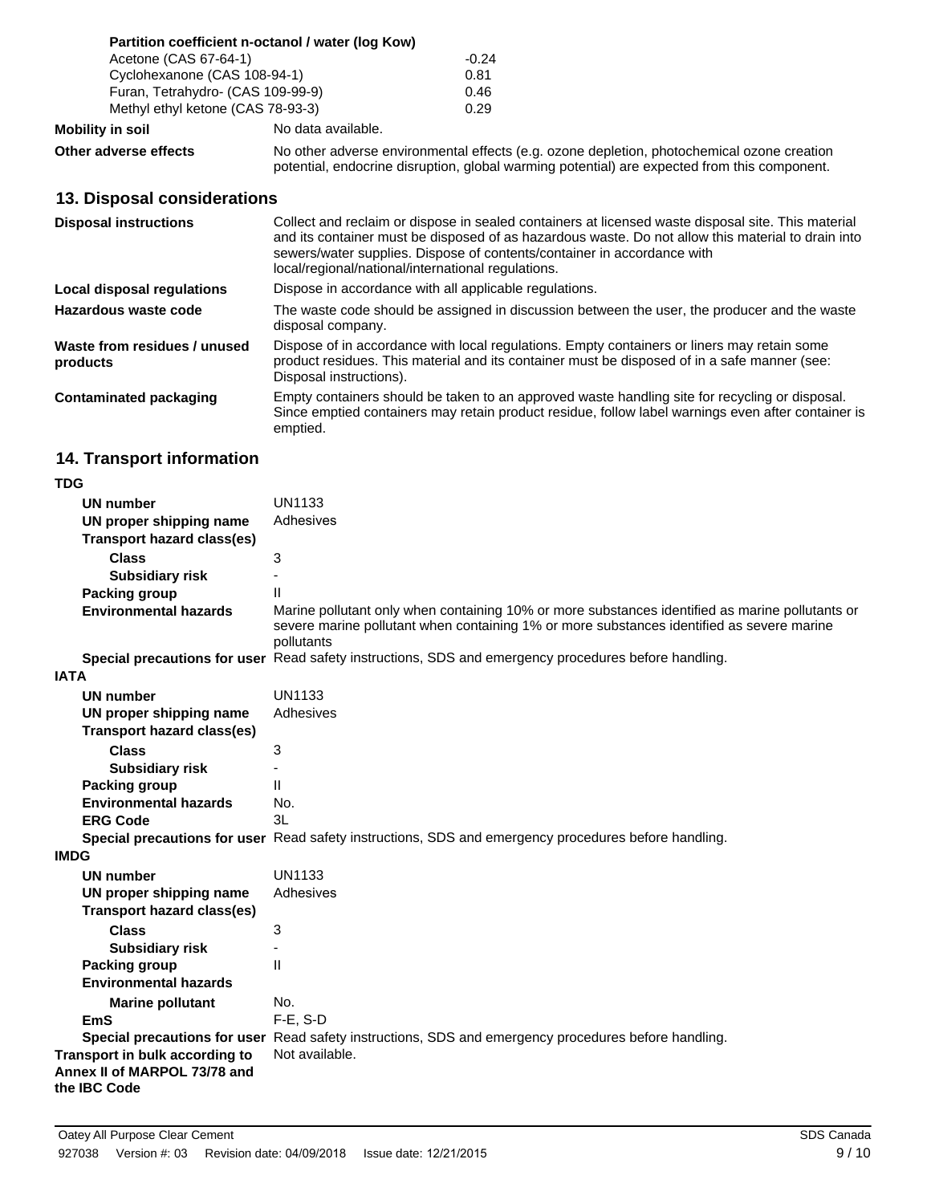**Partition coefficient n-octanol / water (log Kow)**

| | |
|---|---|
| Acetone (CAS 67-64-1) | -0.24 |
| Cyclohexanone (CAS 108-94-1) | 0.81 |
| Furan, Tetrahydro- (CAS 109-99-9) | 0.46 |
| Methyl ethyl ketone (CAS 78-93-3) | 0.29 |

**Mobility in soil** No data available.

**Other adverse effects** No other adverse environmental effects (e.g. ozone depletion, photochemical ozone creation potential, endocrine disruption, global warming potential) are expected from this component.

## 13. Disposal considerations

**Disposal instructions** Collect and reclaim or dispose in sealed containers at licensed waste disposal site. This material and its container must be disposed of as hazardous waste. Do not allow this material to drain into sewers/water supplies. Dispose of contents/container in accordance with local/regional/national/international regulations.

**Local disposal regulations** Dispose in accordance with all applicable regulations.

**Hazardous waste code** The waste code should be assigned in discussion between the user, the producer and the waste disposal company.

**Waste from residues / unused products** Dispose of in accordance with local regulations. Empty containers or liners may retain some product residues. This material and its container must be disposed of in a safe manner (see: Disposal instructions).

**Contaminated packaging** Empty containers should be taken to an approved waste handling site for recycling or disposal. Since emptied containers may retain product residue, follow label warnings even after container is emptied.

## 14. Transport information

**TDG**

- **UN number** UN1133
- **UN proper shipping name** Adhesives
- **Transport hazard class(es)**
  - **Class** 3
  - **Subsidiary risk** -
- **Packing group** II
- **Environmental hazards** Marine pollutant only when containing 10% or more substances identified as marine pollutants or severe marine pollutant when containing 1% or more substances identified as severe marine pollutants
- **Special precautions for user** Read safety instructions, SDS and emergency procedures before handling.

**IATA**

- **UN number** UN1133
- **UN proper shipping name** Adhesives
- **Transport hazard class(es)**
  - **Class** 3
  - **Subsidiary risk** -
- **Packing group** II
- **Environmental hazards** No.
- **ERG Code** 3L
- **Special precautions for user** Read safety instructions, SDS and emergency procedures before handling.

**IMDG**

- **UN number** UN1133
- **UN proper shipping name** Adhesives
- **Transport hazard class(es)**
  - **Class** 3
  - **Subsidiary risk** -
- **Packing group** II
- **Environmental hazards**
  - **Marine pollutant** No.
- **EmS** F-E, S-D
- **Special precautions for user** Read safety instructions, SDS and emergency procedures before handling.

**Transport in bulk according to Annex II of MARPOL 73/78 and the IBC Code** Not available.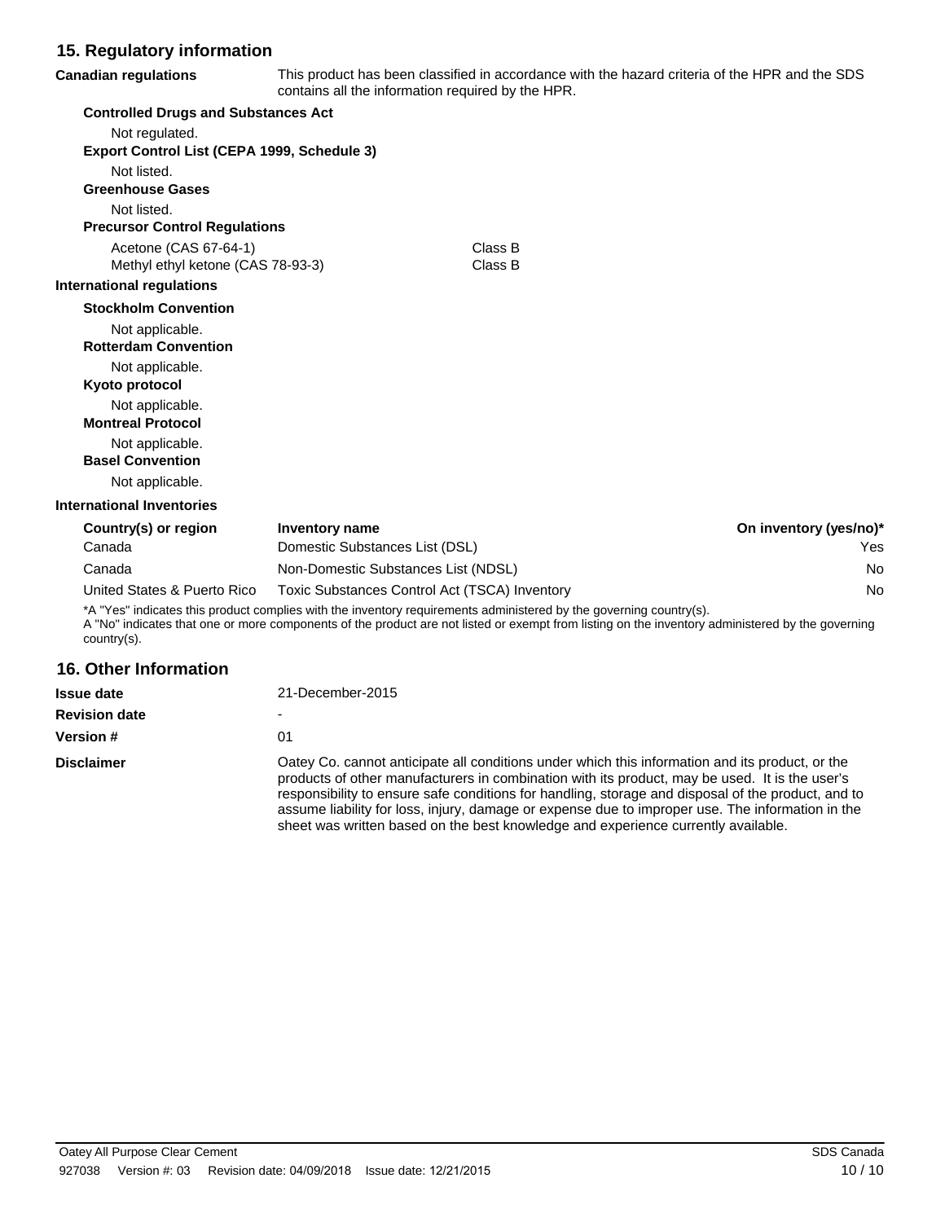## 15. Regulatory information

**Canadian regulations** This product has been classified in accordance with the hazard criteria of the HPR and the SDS contains all the information required by the HPR.

**Controlled Drugs and Substances Act**

Not regulated.

**Export Control List (CEPA 1999, Schedule 3)**

Not listed.

**Greenhouse Gases**

Not listed.

**Precursor Control Regulations**

| | |
|---|---|
| Acetone (CAS 67-64-1) | Class B |
| Methyl ethyl ketone (CAS 78-93-3) | Class B |

**International regulations**

**Stockholm Convention**

Not applicable.

**Rotterdam Convention**

Not applicable.

**Kyoto protocol**

Not applicable.

**Montreal Protocol**

Not applicable.

**Basel Convention**

Not applicable.

**International Inventories**

| Country(s) or region | Inventory name | On inventory (yes/no)* |
|---|---|---|
| Canada | Domestic Substances List (DSL) | Yes |
| Canada | Non-Domestic Substances List (NDSL) | No |
| United States & Puerto Rico | Toxic Substances Control Act (TSCA) Inventory | No |

*A "Yes" indicates this product complies with the inventory requirements administered by the governing country(s).
A "No" indicates that one or more components of the product are not listed or exempt from listing on the inventory administered by the governing country(s).

## 16. Other Information

**Issue date** 21-December-2015

**Revision date** -

**Version #** 01

**Disclaimer** Oatey Co. cannot anticipate all conditions under which this information and its product, or the products of other manufacturers in combination with its product, may be used. It is the user's responsibility to ensure safe conditions for handling, storage and disposal of the product, and to assume liability for loss, injury, damage or expense due to improper use. The information in the sheet was written based on the best knowledge and experience currently available.